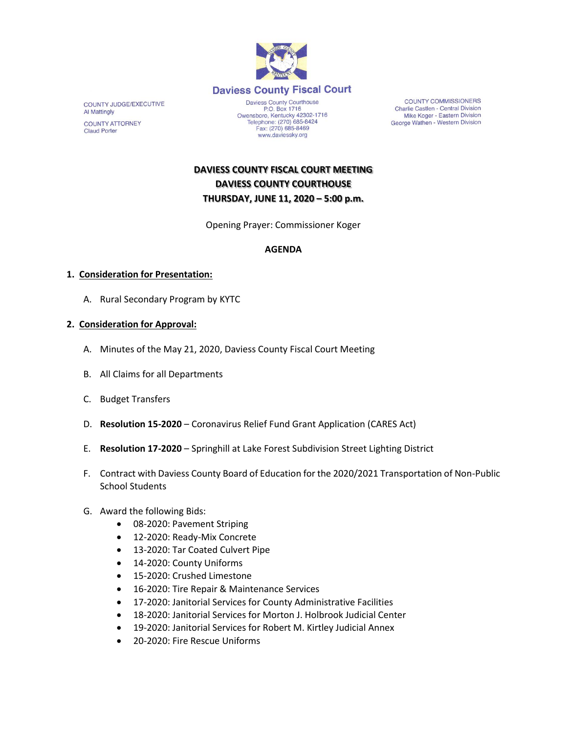# Daviess County Fiscal Court

COUNTY JUDGE/EXECUTIVE
Al Mattingly

COUNTY ATTORNEY
Claud Porter

Daviess County Courthouse
P.O. Box 1716
Owensboro, Kentucky 42302-1716
Telephone: (270) 685-8424
Fax: (270) 685-8469
www.daviessky.org

COUNTY COMMISSIONERS
Charlie Castlen - Central Division
Mike Koger - Eastern Division
George Wathen - Western Division

**DAVIESS COUNTY FISCAL COURT MEETING**
**DAVIESS COUNTY COURTHOUSE**
**THURSDAY, JUNE 11, 2020 – 5:00 p.m.**

Opening Prayer: Commissioner Koger

**AGENDA**

1. **Consideration for Presentation:**

   A. Rural Secondary Program by KYTC

2. **Consideration for Approval:**

   A. Minutes of the May 21, 2020, Daviess County Fiscal Court Meeting

   B. All Claims for all Departments

   C. Budget Transfers

   D. **Resolution 15-2020** – Coronavirus Relief Fund Grant Application (CARES Act)

   E. **Resolution 17-2020** – Springhill at Lake Forest Subdivision Street Lighting District

   F. Contract with Daviess County Board of Education for the 2020/2021 Transportation of Non-Public School Students

   G. Award the following Bids:
      - 08-2020: Pavement Striping
      - 12-2020: Ready-Mix Concrete
      - 13-2020: Tar Coated Culvert Pipe
      - 14-2020: County Uniforms
      - 15-2020: Crushed Limestone
      - 16-2020: Tire Repair & Maintenance Services
      - 17-2020: Janitorial Services for County Administrative Facilities
      - 18-2020: Janitorial Services for Morton J. Holbrook Judicial Center
      - 19-2020: Janitorial Services for Robert M. Kirtley Judicial Annex
      - 20-2020: Fire Rescue Uniforms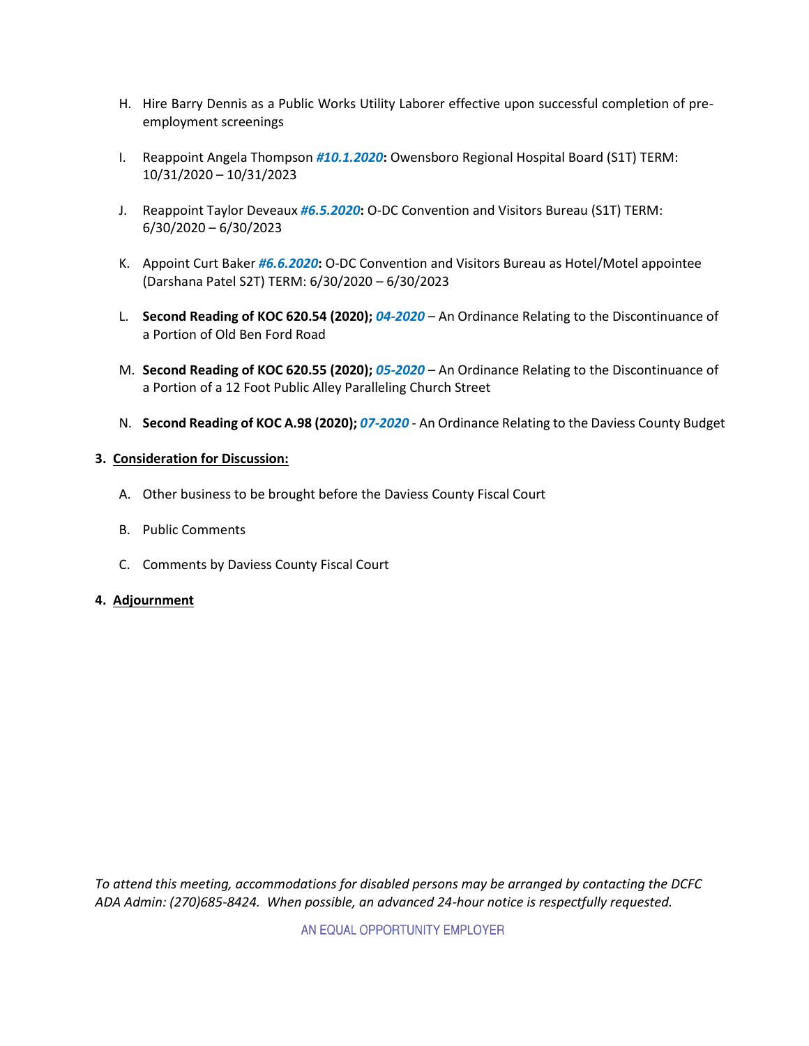H. Hire Barry Dennis as a Public Works Utility Laborer effective upon successful completion of pre-employment screenings

I. Reappoint Angela Thompson ***#10.1.2020*****:** Owensboro Regional Hospital Board (S1T) TERM: 10/31/2020 – 10/31/2023

J. Reappoint Taylor Deveaux ***#6.5.2020*****:** O-DC Convention and Visitors Bureau (S1T) TERM: 6/30/2020 – 6/30/2023

K. Appoint Curt Baker ***#6.6.2020*****:** O-DC Convention and Visitors Bureau as Hotel/Motel appointee (Darshana Patel S2T) TERM: 6/30/2020 – 6/30/2023

L. **Second Reading of KOC 620.54 (2020);** ***04-2020*** – An Ordinance Relating to the Discontinuance of a Portion of Old Ben Ford Road

M. **Second Reading of KOC 620.55 (2020);** ***05-2020*** – An Ordinance Relating to the Discontinuance of a Portion of a 12 Foot Public Alley Paralleling Church Street

N. **Second Reading of KOC A.98 (2020);** ***07-2020*** - An Ordinance Relating to the Daviess County Budget

**3. <u>Consideration for Discussion:</u>**

A. Other business to be brought before the Daviess County Fiscal Court

B. Public Comments

C. Comments by Daviess County Fiscal Court

**4. <u>Adjournment</u>**

*To attend this meeting, accommodations for disabled persons may be arranged by contacting the DCFC ADA Admin: (270)685-8424. When possible, an advanced 24-hour notice is respectfully requested.*

AN EQUAL OPPORTUNITY EMPLOYER